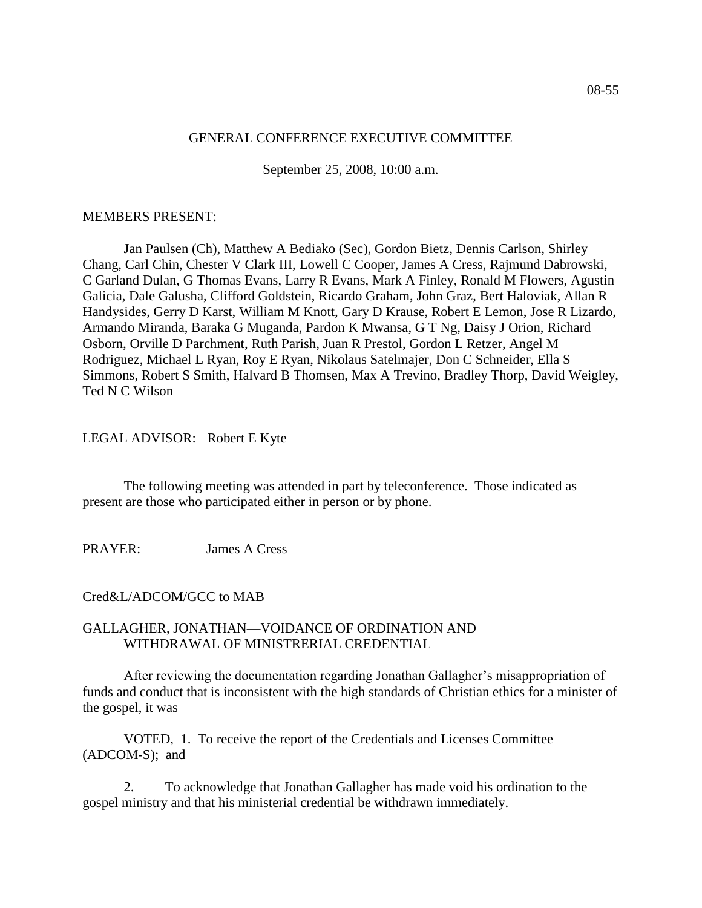08-55

GENERAL CONFERENCE EXECUTIVE COMMITTEE

September 25, 2008, 10:00 a.m.

MEMBERS PRESENT:

Jan Paulsen (Ch), Matthew A Bediako (Sec), Gordon Bietz, Dennis Carlson, Shirley Chang, Carl Chin, Chester V Clark III, Lowell C Cooper, James A Cress, Rajmund Dabrowski, C Garland Dulan, G Thomas Evans, Larry R Evans, Mark A Finley, Ronald M Flowers, Agustin Galicia, Dale Galusha, Clifford Goldstein, Ricardo Graham, John Graz, Bert Haloviak, Allan R Handysides, Gerry D Karst, William M Knott, Gary D Krause, Robert E Lemon, Jose R Lizardo, Armando Miranda, Baraka G Muganda, Pardon K Mwansa, G T Ng, Daisy J Orion, Richard Osborn, Orville D Parchment, Ruth Parish, Juan R Prestol, Gordon L Retzer, Angel M Rodriguez, Michael L Ryan, Roy E Ryan, Nikolaus Satelmajer, Don C Schneider, Ella S Simmons, Robert S Smith, Halvard B Thomsen, Max A Trevino, Bradley Thorp, David Weigley, Ted N C Wilson

LEGAL ADVISOR: Robert E Kyte

The following meeting was attended in part by teleconference. Those indicated as present are those who participated either in person or by phone.

PRAYER: James A Cress

Cred&L/ADCOM/GCC to MAB

GALLAGHER, JONATHAN—VOIDANCE OF ORDINATION AND WITHDRAWAL OF MINISTRERIAL CREDENTIAL

After reviewing the documentation regarding Jonathan Gallagher's misappropriation of funds and conduct that is inconsistent with the high standards of Christian ethics for a minister of the gospel, it was

VOTED, 1. To receive the report of the Credentials and Licenses Committee (ADCOM-S); and

2. To acknowledge that Jonathan Gallagher has made void his ordination to the gospel ministry and that his ministerial credential be withdrawn immediately.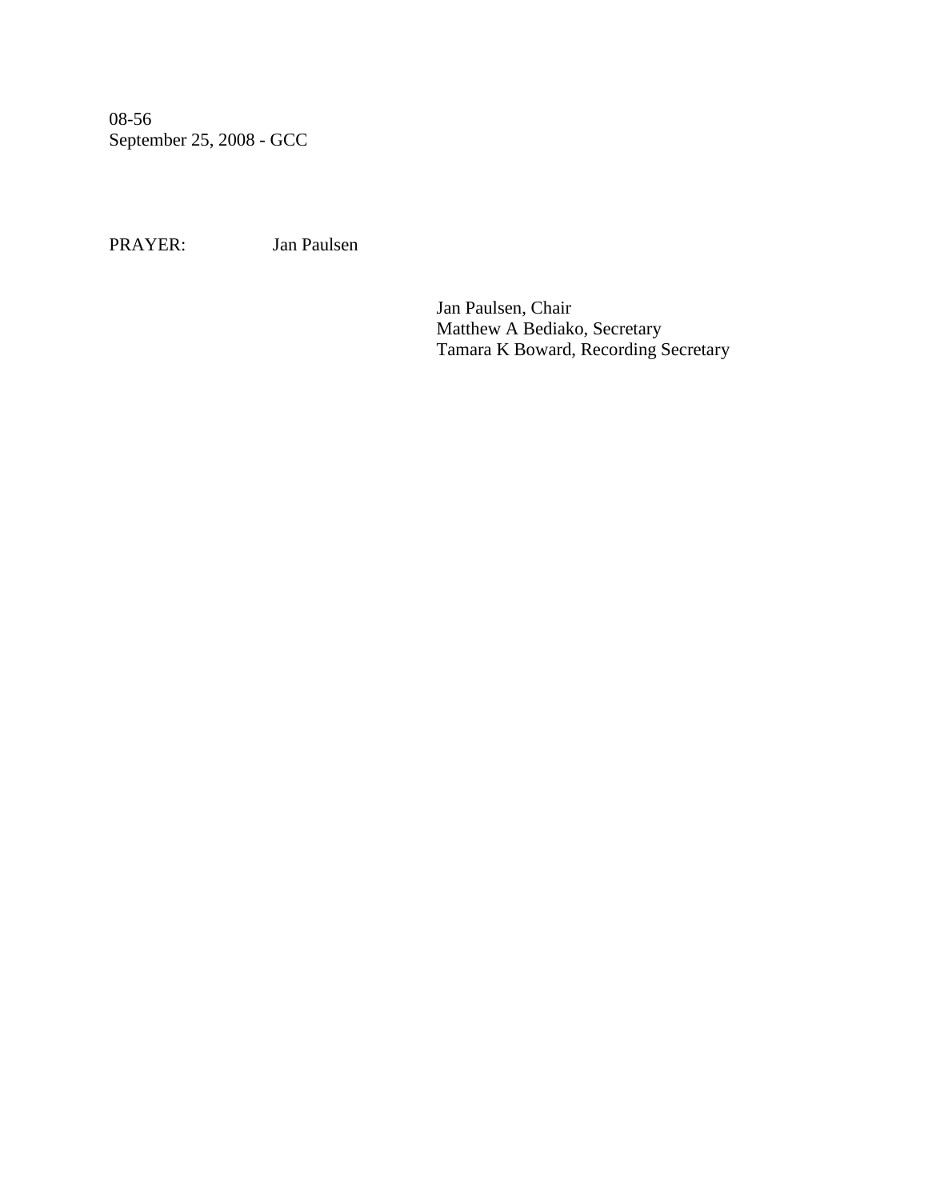08-56
September 25, 2008 - GCC

PRAYER: Jan Paulsen

Jan Paulsen, Chair
Matthew A Bediako, Secretary
Tamara K Boward, Recording Secretary